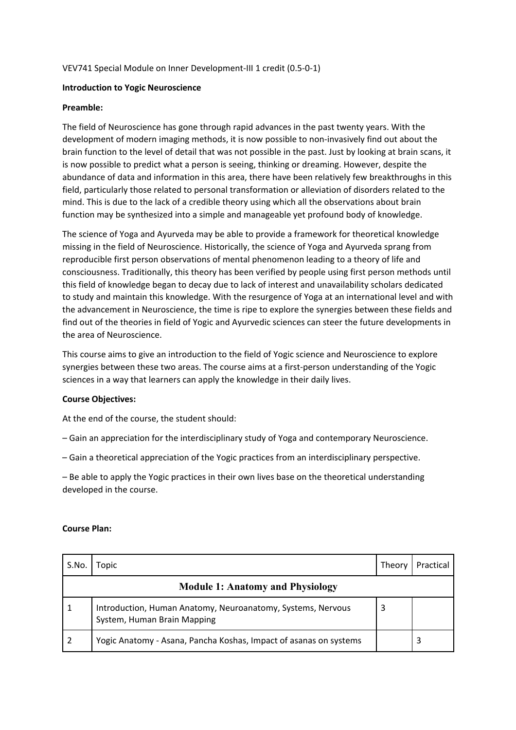VEV741 Special Module on Inner Development-III 1 credit (0.5-0-1)

**Introduction to Yogic Neuroscience**

**Preamble:**

The field of Neuroscience has gone through rapid advances in the past twenty years. With the development of modern imaging methods, it is now possible to non-invasively find out about the brain function to the level of detail that was not possible in the past. Just by looking at brain scans, it is now possible to predict what a person is seeing, thinking or dreaming. However, despite the abundance of data and information in this area, there have been relatively few breakthroughs in this field, particularly those related to personal transformation or alleviation of disorders related to the mind. This is due to the lack of a credible theory using which all the observations about brain function may be synthesized into a simple and manageable yet profound body of knowledge.

The science of Yoga and Ayurveda may be able to provide a framework for theoretical knowledge missing in the field of Neuroscience. Historically, the science of Yoga and Ayurveda sprang from reproducible first person observations of mental phenomenon leading to a theory of life and consciousness. Traditionally, this theory has been verified by people using first person methods until this field of knowledge began to decay due to lack of interest and unavailability scholars dedicated to study and maintain this knowledge. With the resurgence of Yoga at an international level and with the advancement in Neuroscience, the time is ripe to explore the synergies between these fields and find out of the theories in field of Yogic and Ayurvedic sciences can steer the future developments in the area of Neuroscience.

This course aims to give an introduction to the field of Yogic science and Neuroscience to explore synergies between these two areas. The course aims at a first-person understanding of the Yogic sciences in a way that learners can apply the knowledge in their daily lives.

**Course Objectives:**

At the end of the course, the student should:

– Gain an appreciation for the interdisciplinary study of Yoga and contemporary Neuroscience.

– Gain a theoretical appreciation of the Yogic practices from an interdisciplinary perspective.

– Be able to apply the Yogic practices in their own lives base on the theoretical understanding developed in the course.

**Course Plan:**

| S.No. | Topic | Theory | Practical |
|---|---|---|---|
| **Module 1: Anatomy and Physiology** | | | |
| 1 | Introduction, Human Anatomy, Neuroanatomy, Systems, Nervous System, Human Brain Mapping | 3 | |
| 2 | Yogic Anatomy - Asana, Pancha Koshas, Impact of asanas on systems | | 3 |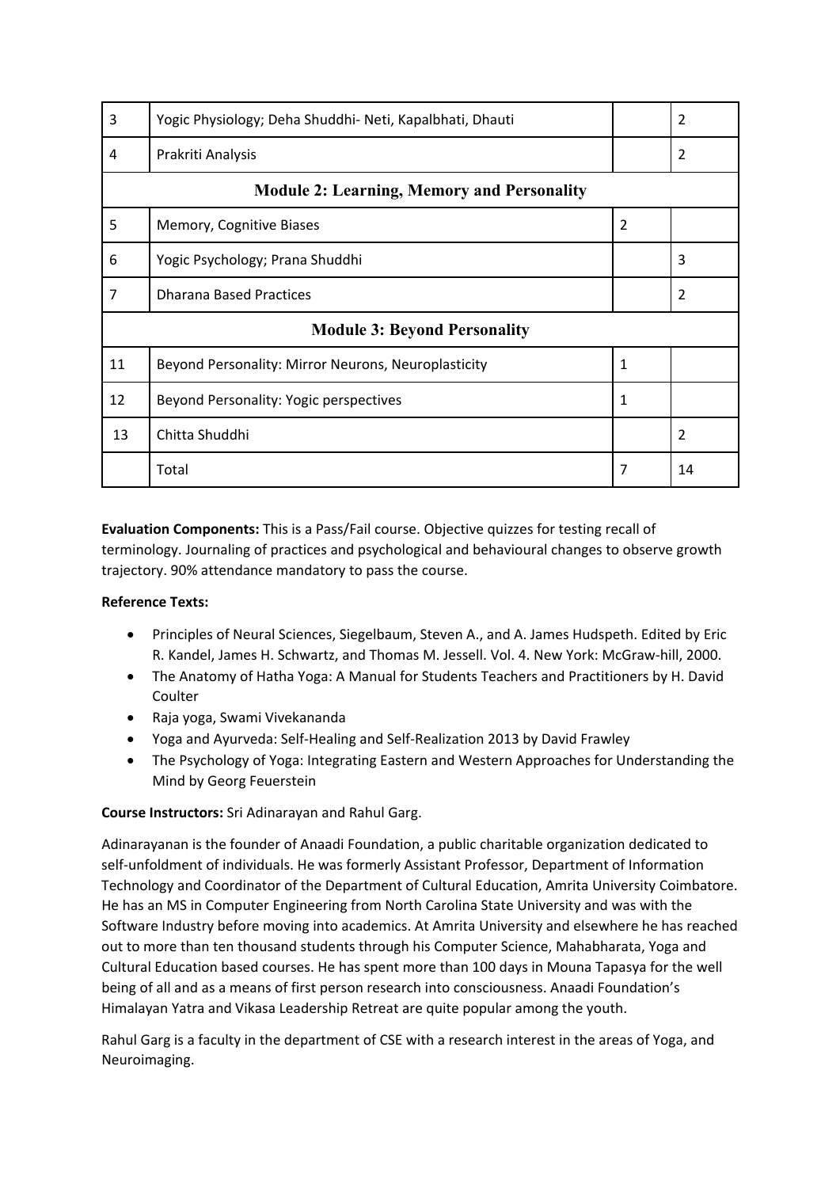| | | | |
|---|---|---|---|
| 3 | Yogic Physiology; Deha Shuddhi- Neti, Kapalbhati, Dhauti | | 2 |
| 4 | Prakriti Analysis | | 2 |
| **Module 2: Learning, Memory and Personality** | | | |
| 5 | Memory, Cognitive Biases | 2 | |
| 6 | Yogic Psychology; Prana Shuddhi | | 3 |
| 7 | Dharana Based Practices | | 2 |
| **Module 3: Beyond Personality** | | | |
| 11 | Beyond Personality: Mirror Neurons, Neuroplasticity | 1 | |
| 12 | Beyond Personality: Yogic perspectives | 1 | |
| 13 | Chitta Shuddhi | | 2 |
| | Total | 7 | 14 |

**Evaluation Components:** This is a Pass/Fail course. Objective quizzes for testing recall of terminology. Journaling of practices and psychological and behavioural changes to observe growth trajectory. 90% attendance mandatory to pass the course.

**Reference Texts:**

- Principles of Neural Sciences, Siegelbaum, Steven A., and A. James Hudspeth. Edited by Eric R. Kandel, James H. Schwartz, and Thomas M. Jessell. Vol. 4. New York: McGraw-hill, 2000.
- The Anatomy of Hatha Yoga: A Manual for Students Teachers and Practitioners by H. David Coulter
- Raja yoga, Swami Vivekananda
- Yoga and Ayurveda: Self-Healing and Self-Realization 2013 by David Frawley
- The Psychology of Yoga: Integrating Eastern and Western Approaches for Understanding the Mind by Georg Feuerstein

**Course Instructors:** Sri Adinarayan and Rahul Garg.

Adinarayanan is the founder of Anaadi Foundation, a public charitable organization dedicated to self-unfoldment of individuals. He was formerly Assistant Professor, Department of Information Technology and Coordinator of the Department of Cultural Education, Amrita University Coimbatore. He has an MS in Computer Engineering from North Carolina State University and was with the Software Industry before moving into academics. At Amrita University and elsewhere he has reached out to more than ten thousand students through his Computer Science, Mahabharata, Yoga and Cultural Education based courses. He has spent more than 100 days in Mouna Tapasya for the well being of all and as a means of first person research into consciousness. Anaadi Foundation's Himalayan Yatra and Vikasa Leadership Retreat are quite popular among the youth.

Rahul Garg is a faculty in the department of CSE with a research interest in the areas of Yoga, and Neuroimaging.